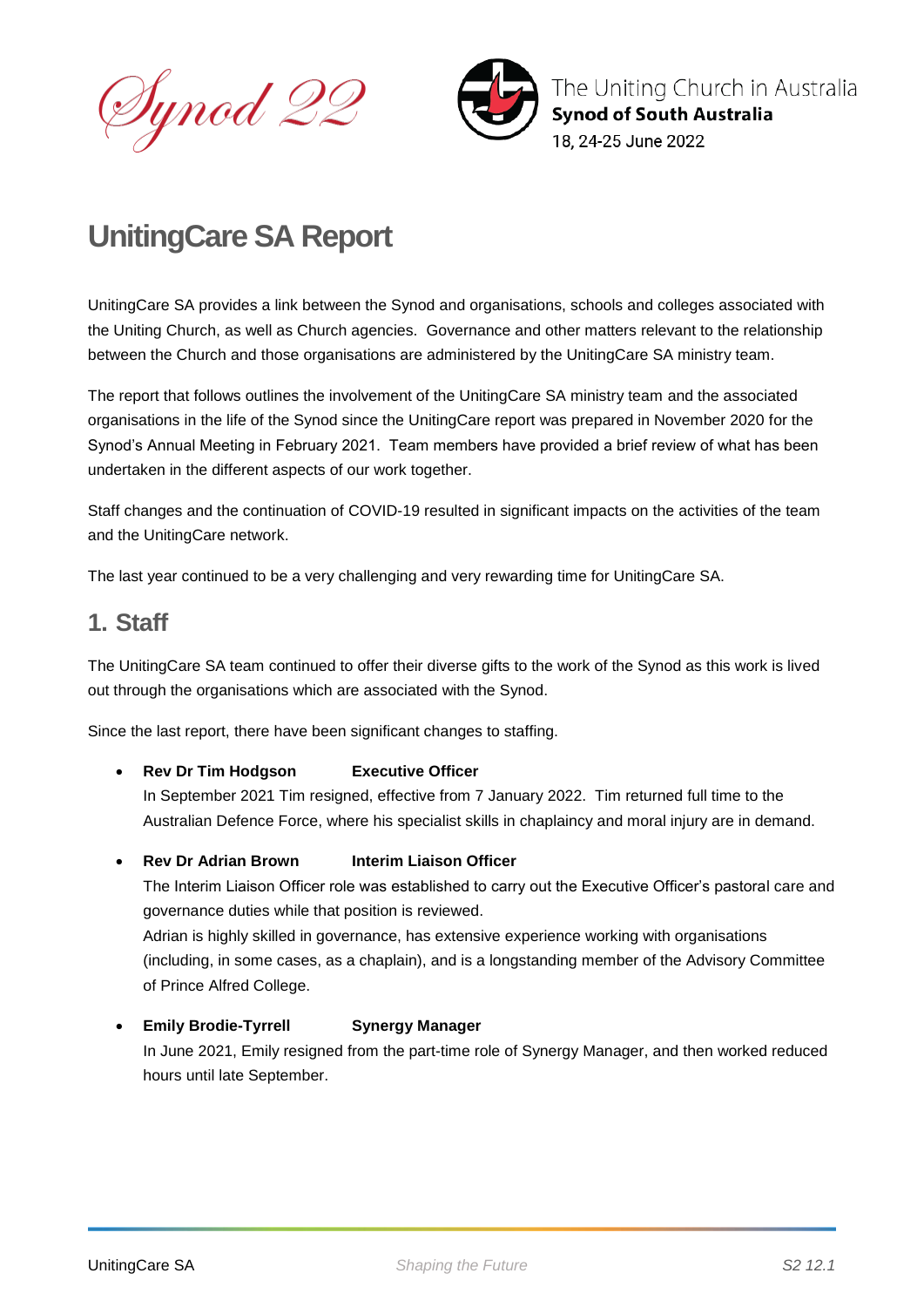Synod 22

The Uniting Church in Australia
**Synod of South Australia**
18, 24-25 June 2022

# UnitingCare SA Report

UnitingCare SA provides a link between the Synod and organisations, schools and colleges associated with the Uniting Church, as well as Church agencies. Governance and other matters relevant to the relationship between the Church and those organisations are administered by the UnitingCare SA ministry team.

The report that follows outlines the involvement of the UnitingCare SA ministry team and the associated organisations in the life of the Synod since the UnitingCare report was prepared in November 2020 for the Synod's Annual Meeting in February 2021. Team members have provided a brief review of what has been undertaken in the different aspects of our work together.

Staff changes and the continuation of COVID-19 resulted in significant impacts on the activities of the team and the UnitingCare network.

The last year continued to be a very challenging and very rewarding time for UnitingCare SA.

## 1. Staff

The UnitingCare SA team continued to offer their diverse gifts to the work of the Synod as this work is lived out through the organisations which are associated with the Synod.

Since the last report, there have been significant changes to staffing.

- **Rev Dr Tim Hodgson** **Executive Officer**
  In September 2021 Tim resigned, effective from 7 January 2022. Tim returned full time to the Australian Defence Force, where his specialist skills in chaplaincy and moral injury are in demand.

- **Rev Dr Adrian Brown** **Interim Liaison Officer**
  The Interim Liaison Officer role was established to carry out the Executive Officer's pastoral care and governance duties while that position is reviewed.
  Adrian is highly skilled in governance, has extensive experience working with organisations (including, in some cases, as a chaplain), and is a longstanding member of the Advisory Committee of Prince Alfred College.

- **Emily Brodie-Tyrrell** **Synergy Manager**
  In June 2021, Emily resigned from the part-time role of Synergy Manager, and then worked reduced hours until late September.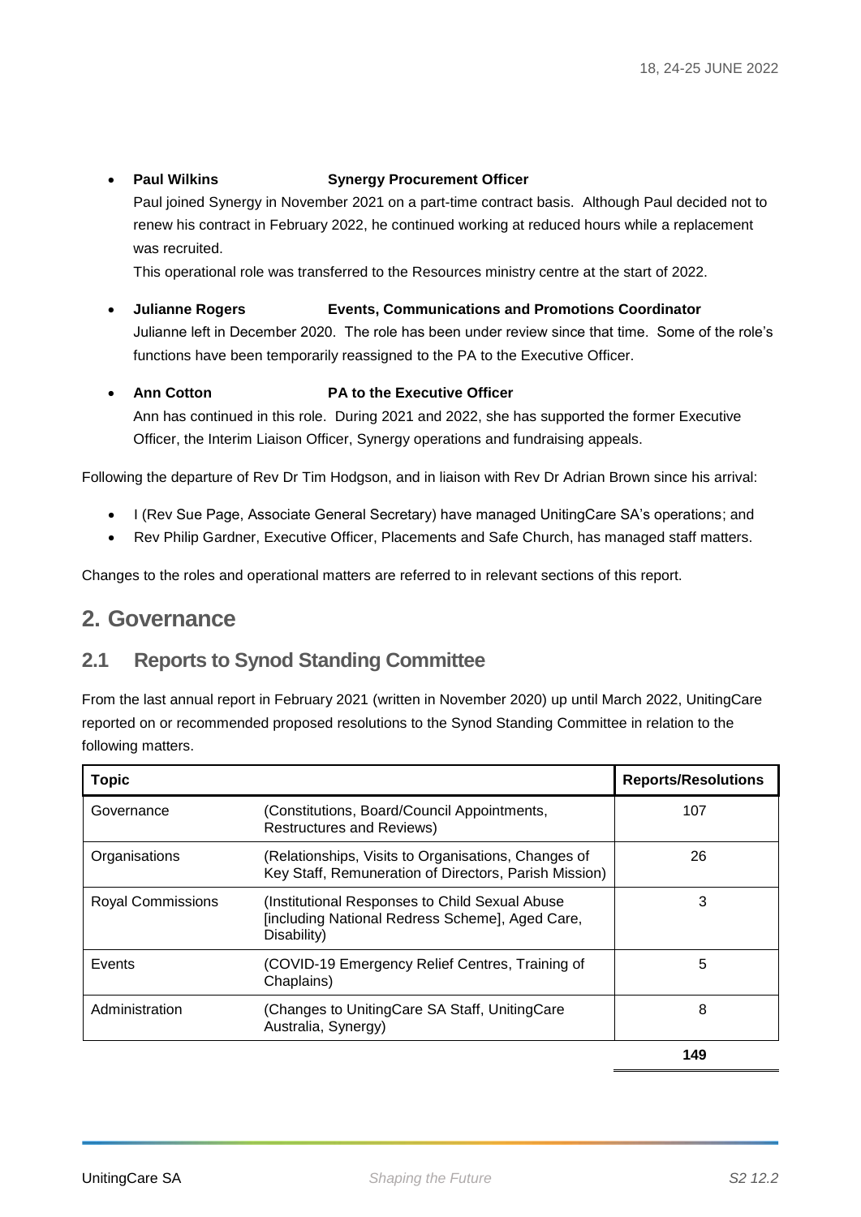- **Paul Wilkins** **Synergy Procurement Officer**
  Paul joined Synergy in November 2021 on a part-time contract basis. Although Paul decided not to renew his contract in February 2022, he continued working at reduced hours while a replacement was recruited.
  This operational role was transferred to the Resources ministry centre at the start of 2022.

- **Julianne Rogers** **Events, Communications and Promotions Coordinator**
  Julianne left in December 2020. The role has been under review since that time. Some of the role's functions have been temporarily reassigned to the PA to the Executive Officer.

- **Ann Cotton** **PA to the Executive Officer**
  Ann has continued in this role. During 2021 and 2022, she has supported the former Executive Officer, the Interim Liaison Officer, Synergy operations and fundraising appeals.

Following the departure of Rev Dr Tim Hodgson, and in liaison with Rev Dr Adrian Brown since his arrival:

- I (Rev Sue Page, Associate General Secretary) have managed UnitingCare SA's operations; and
- Rev Philip Gardner, Executive Officer, Placements and Safe Church, has managed staff matters.

Changes to the roles and operational matters are referred to in relevant sections of this report.

# 2. Governance

## 2.1 Reports to Synod Standing Committee

From the last annual report in February 2021 (written in November 2020) up until March 2022, UnitingCare reported on or recommended proposed resolutions to the Synod Standing Committee in relation to the following matters.

| Topic | | Reports/Resolutions |
|---|---|---|
| Governance | (Constitutions, Board/Council Appointments, Restructures and Reviews) | 107 |
| Organisations | (Relationships, Visits to Organisations, Changes of Key Staff, Remuneration of Directors, Parish Mission) | 26 |
| Royal Commissions | (Institutional Responses to Child Sexual Abuse [including National Redress Scheme], Aged Care, Disability) | 3 |
| Events | (COVID-19 Emergency Relief Centres, Training of Chaplains) | 5 |
| Administration | (Changes to UnitingCare SA Staff, UnitingCare Australia, Synergy) | 8 |
| | | **149** |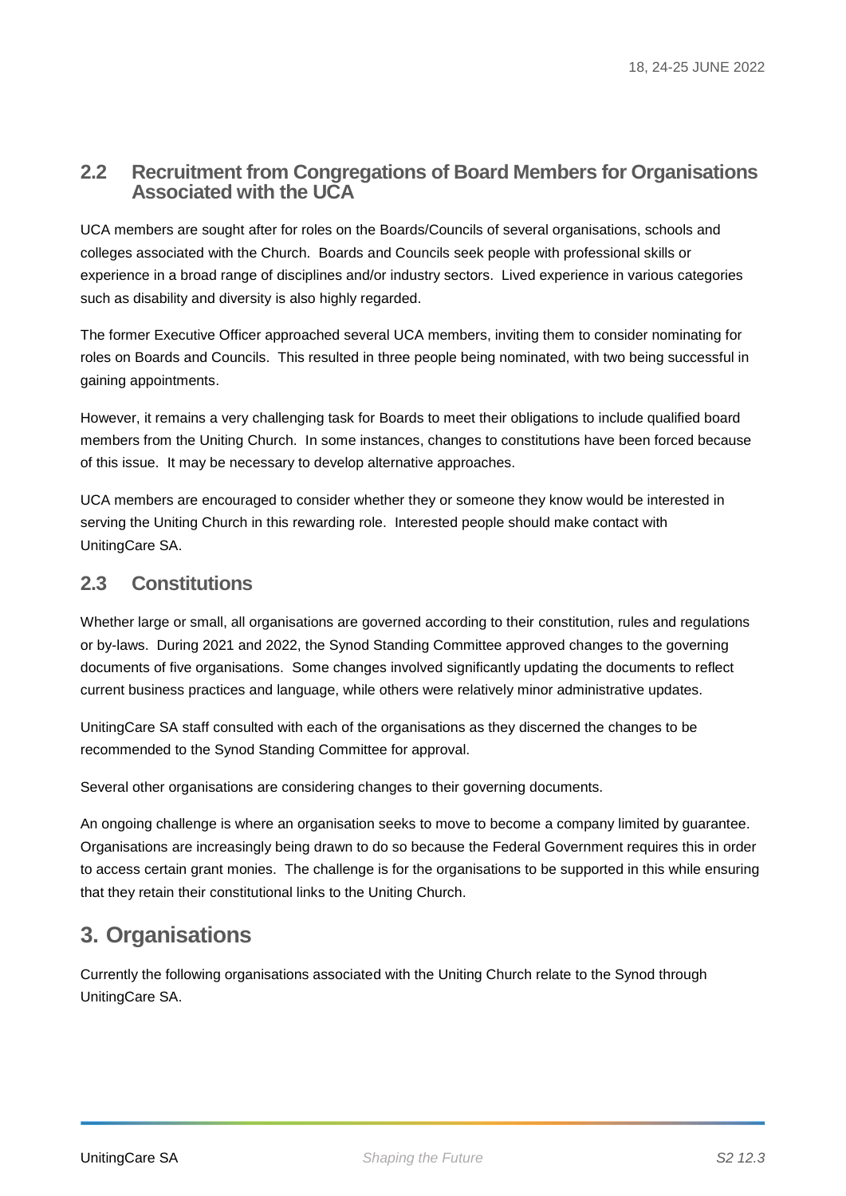### 2.2 Recruitment from Congregations of Board Members for Organisations Associated with the UCA

UCA members are sought after for roles on the Boards/Councils of several organisations, schools and colleges associated with the Church. Boards and Councils seek people with professional skills or experience in a broad range of disciplines and/or industry sectors. Lived experience in various categories such as disability and diversity is also highly regarded.

The former Executive Officer approached several UCA members, inviting them to consider nominating for roles on Boards and Councils. This resulted in three people being nominated, with two being successful in gaining appointments.

However, it remains a very challenging task for Boards to meet their obligations to include qualified board members from the Uniting Church. In some instances, changes to constitutions have been forced because of this issue. It may be necessary to develop alternative approaches.

UCA members are encouraged to consider whether they or someone they know would be interested in serving the Uniting Church in this rewarding role. Interested people should make contact with UnitingCare SA.

### 2.3 Constitutions

Whether large or small, all organisations are governed according to their constitution, rules and regulations or by-laws. During 2021 and 2022, the Synod Standing Committee approved changes to the governing documents of five organisations. Some changes involved significantly updating the documents to reflect current business practices and language, while others were relatively minor administrative updates.

UnitingCare SA staff consulted with each of the organisations as they discerned the changes to be recommended to the Synod Standing Committee for approval.

Several other organisations are considering changes to their governing documents.

An ongoing challenge is where an organisation seeks to move to become a company limited by guarantee. Organisations are increasingly being drawn to do so because the Federal Government requires this in order to access certain grant monies. The challenge is for the organisations to be supported in this while ensuring that they retain their constitutional links to the Uniting Church.

## 3. Organisations

Currently the following organisations associated with the Uniting Church relate to the Synod through UnitingCare SA.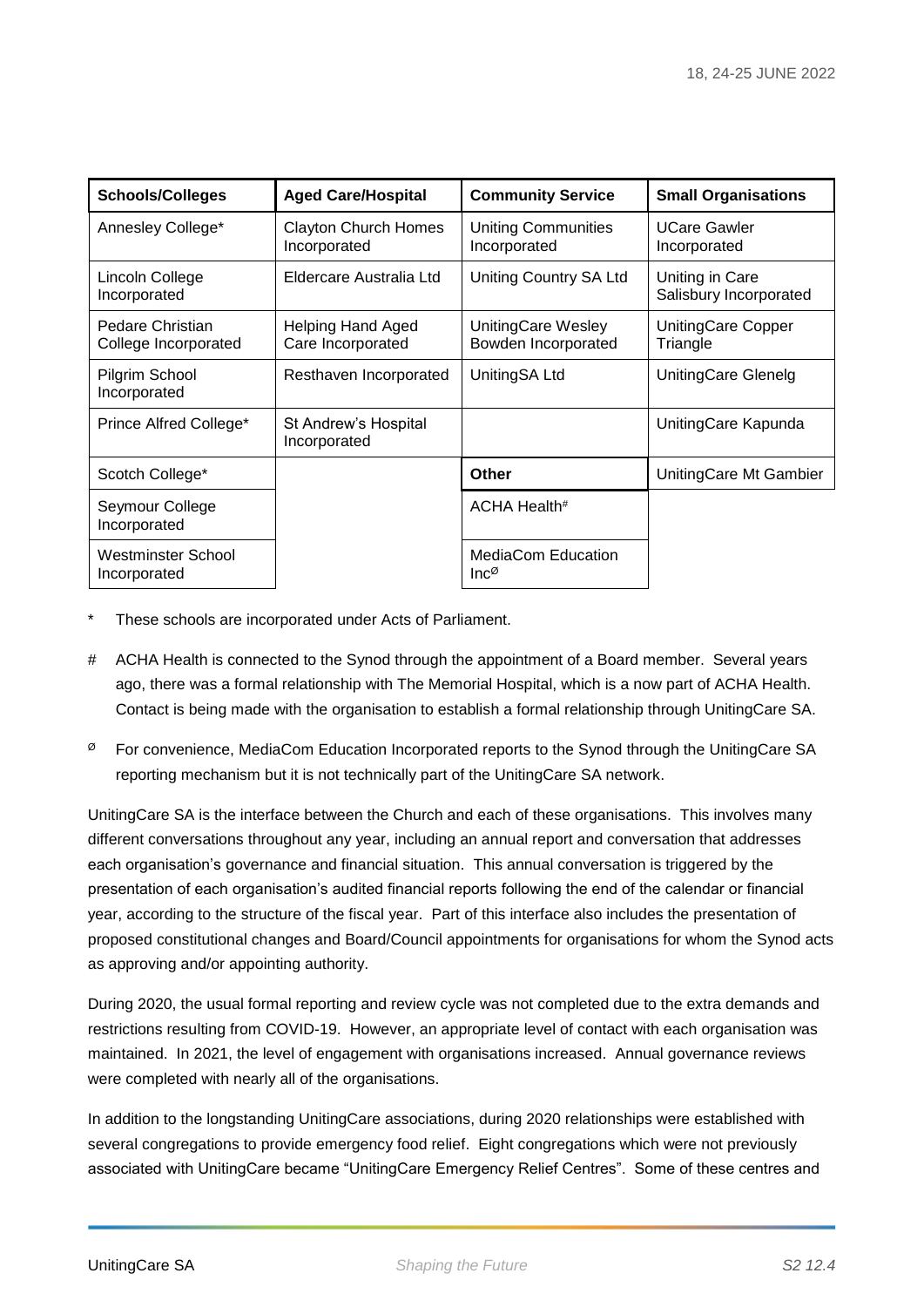| Schools/Colleges | Aged Care/Hospital | Community Service | Small Organisations |
| --- | --- | --- | --- |
| Annesley College* | Clayton Church Homes Incorporated | Uniting Communities Incorporated | UCare Gawler Incorporated |
| Lincoln College Incorporated | Eldercare Australia Ltd | Uniting Country SA Ltd | Uniting in Care Salisbury Incorporated |
| Pedare Christian College Incorporated | Helping Hand Aged Care Incorporated | UnitingCare Wesley Bowden Incorporated | UnitingCare Copper Triangle |
| Pilgrim School Incorporated | Resthaven Incorporated | UnitingSA Ltd | UnitingCare Glenelg |
| Prince Alfred College* | St Andrew's Hospital Incorporated | | UnitingCare Kapunda |
| Scotch College* | | **Other** | UnitingCare Mt Gambier |
| Seymour College Incorporated | | ACHA Health# | |
| Westminster School Incorporated | | MediaCom Education Inc[Ø] | |

\* These schools are incorporated under Acts of Parliament.

\# ACHA Health is connected to the Synod through the appointment of a Board member. Several years ago, there was a formal relationship with The Memorial Hospital, which is a now part of ACHA Health. Contact is being made with the organisation to establish a formal relationship through UnitingCare SA.

[Ø] For convenience, MediaCom Education Incorporated reports to the Synod through the UnitingCare SA reporting mechanism but it is not technically part of the UnitingCare SA network.

UnitingCare SA is the interface between the Church and each of these organisations. This involves many different conversations throughout any year, including an annual report and conversation that addresses each organisation's governance and financial situation. This annual conversation is triggered by the presentation of each organisation's audited financial reports following the end of the calendar or financial year, according to the structure of the fiscal year. Part of this interface also includes the presentation of proposed constitutional changes and Board/Council appointments for organisations for whom the Synod acts as approving and/or appointing authority.

During 2020, the usual formal reporting and review cycle was not completed due to the extra demands and restrictions resulting from COVID-19. However, an appropriate level of contact with each organisation was maintained. In 2021, the level of engagement with organisations increased. Annual governance reviews were completed with nearly all of the organisations.

In addition to the longstanding UnitingCare associations, during 2020 relationships were established with several congregations to provide emergency food relief. Eight congregations which were not previously associated with UnitingCare became "UnitingCare Emergency Relief Centres". Some of these centres and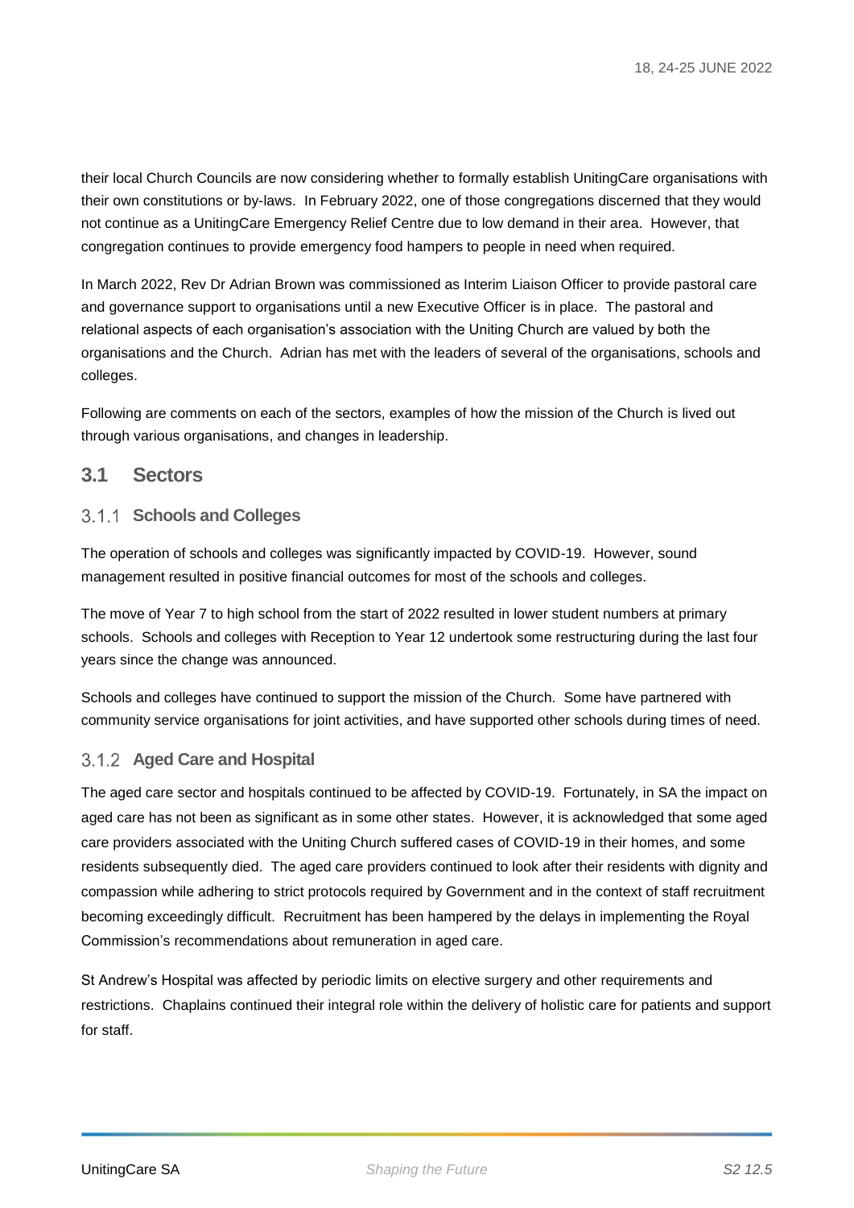their local Church Councils are now considering whether to formally establish UnitingCare organisations with their own constitutions or by-laws. In February 2022, one of those congregations discerned that they would not continue as a UnitingCare Emergency Relief Centre due to low demand in their area. However, that congregation continues to provide emergency food hampers to people in need when required.

In March 2022, Rev Dr Adrian Brown was commissioned as Interim Liaison Officer to provide pastoral care and governance support to organisations until a new Executive Officer is in place. The pastoral and relational aspects of each organisation's association with the Uniting Church are valued by both the organisations and the Church. Adrian has met with the leaders of several of the organisations, schools and colleges.

Following are comments on each of the sectors, examples of how the mission of the Church is lived out through various organisations, and changes in leadership.

## 3.1 Sectors

### 3.1.1 Schools and Colleges

The operation of schools and colleges was significantly impacted by COVID-19. However, sound management resulted in positive financial outcomes for most of the schools and colleges.

The move of Year 7 to high school from the start of 2022 resulted in lower student numbers at primary schools. Schools and colleges with Reception to Year 12 undertook some restructuring during the last four years since the change was announced.

Schools and colleges have continued to support the mission of the Church. Some have partnered with community service organisations for joint activities, and have supported other schools during times of need.

### 3.1.2 Aged Care and Hospital

The aged care sector and hospitals continued to be affected by COVID-19. Fortunately, in SA the impact on aged care has not been as significant as in some other states. However, it is acknowledged that some aged care providers associated with the Uniting Church suffered cases of COVID-19 in their homes, and some residents subsequently died. The aged care providers continued to look after their residents with dignity and compassion while adhering to strict protocols required by Government and in the context of staff recruitment becoming exceedingly difficult. Recruitment has been hampered by the delays in implementing the Royal Commission's recommendations about remuneration in aged care.

St Andrew's Hospital was affected by periodic limits on elective surgery and other requirements and restrictions. Chaplains continued their integral role within the delivery of holistic care for patients and support for staff.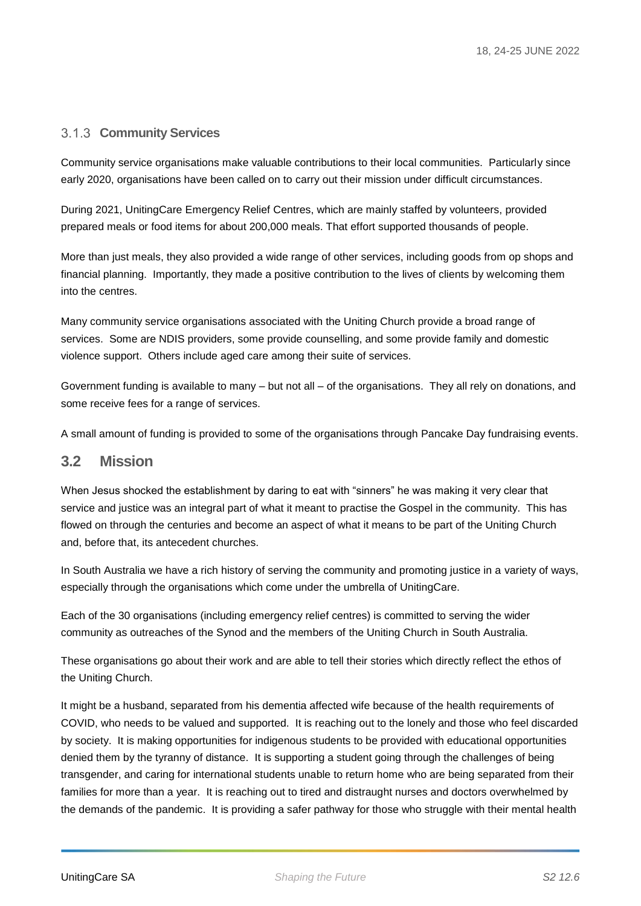### 3.1.3 Community Services

Community service organisations make valuable contributions to their local communities. Particularly since early 2020, organisations have been called on to carry out their mission under difficult circumstances.

During 2021, UnitingCare Emergency Relief Centres, which are mainly staffed by volunteers, provided prepared meals or food items for about 200,000 meals. That effort supported thousands of people.

More than just meals, they also provided a wide range of other services, including goods from op shops and financial planning. Importantly, they made a positive contribution to the lives of clients by welcoming them into the centres.

Many community service organisations associated with the Uniting Church provide a broad range of services. Some are NDIS providers, some provide counselling, and some provide family and domestic violence support. Others include aged care among their suite of services.

Government funding is available to many – but not all – of the organisations. They all rely on donations, and some receive fees for a range of services.

A small amount of funding is provided to some of the organisations through Pancake Day fundraising events.

## 3.2 Mission

When Jesus shocked the establishment by daring to eat with "sinners" he was making it very clear that service and justice was an integral part of what it meant to practise the Gospel in the community. This has flowed on through the centuries and become an aspect of what it means to be part of the Uniting Church and, before that, its antecedent churches.

In South Australia we have a rich history of serving the community and promoting justice in a variety of ways, especially through the organisations which come under the umbrella of UnitingCare.

Each of the 30 organisations (including emergency relief centres) is committed to serving the wider community as outreaches of the Synod and the members of the Uniting Church in South Australia.

These organisations go about their work and are able to tell their stories which directly reflect the ethos of the Uniting Church.

It might be a husband, separated from his dementia affected wife because of the health requirements of COVID, who needs to be valued and supported. It is reaching out to the lonely and those who feel discarded by society. It is making opportunities for indigenous students to be provided with educational opportunities denied them by the tyranny of distance. It is supporting a student going through the challenges of being transgender, and caring for international students unable to return home who are being separated from their families for more than a year. It is reaching out to tired and distraught nurses and doctors overwhelmed by the demands of the pandemic. It is providing a safer pathway for those who struggle with their mental health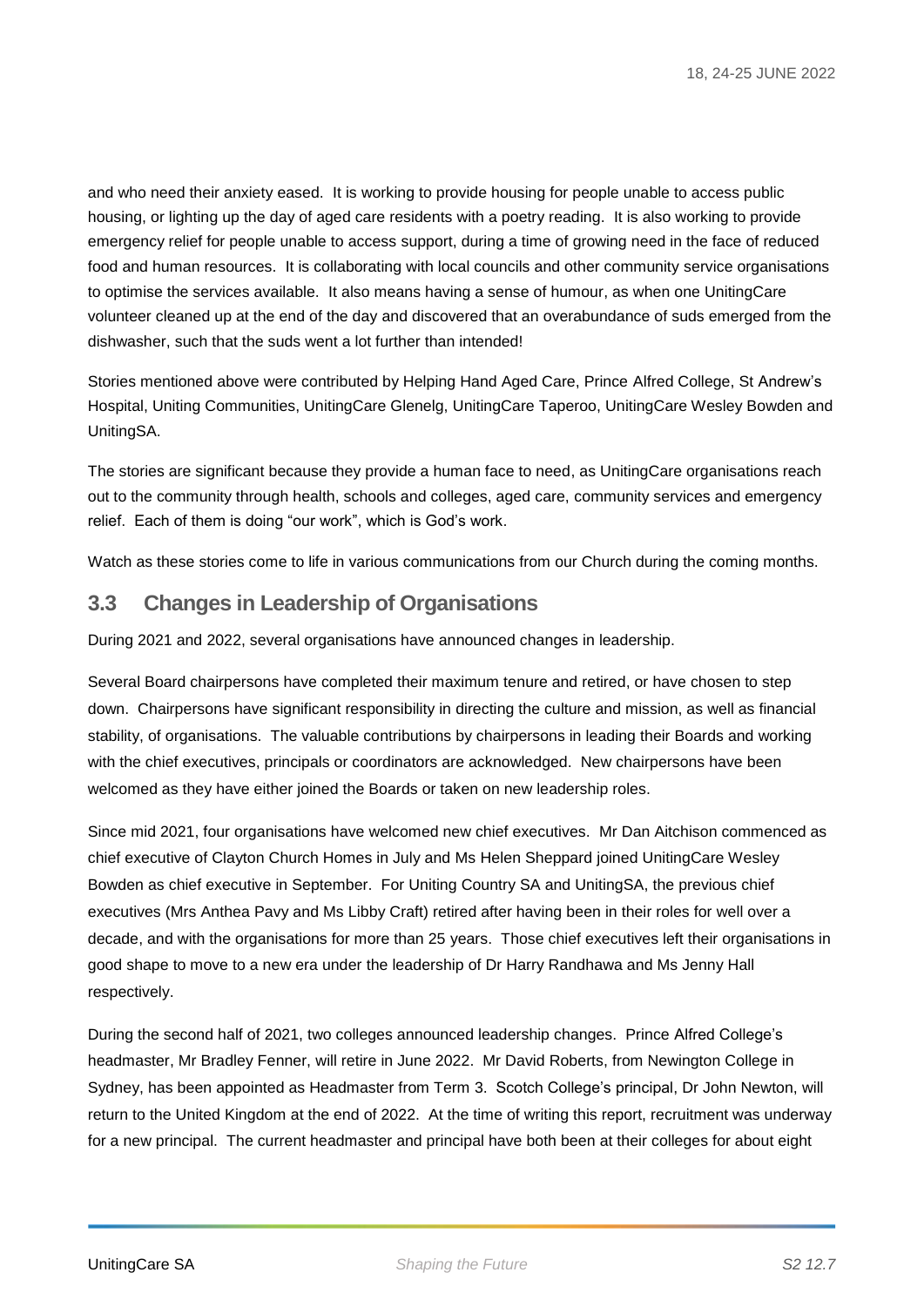and who need their anxiety eased. It is working to provide housing for people unable to access public housing, or lighting up the day of aged care residents with a poetry reading. It is also working to provide emergency relief for people unable to access support, during a time of growing need in the face of reduced food and human resources. It is collaborating with local councils and other community service organisations to optimise the services available. It also means having a sense of humour, as when one UnitingCare volunteer cleaned up at the end of the day and discovered that an overabundance of suds emerged from the dishwasher, such that the suds went a lot further than intended!

Stories mentioned above were contributed by Helping Hand Aged Care, Prince Alfred College, St Andrew's Hospital, Uniting Communities, UnitingCare Glenelg, UnitingCare Taperoo, UnitingCare Wesley Bowden and UnitingSA.

The stories are significant because they provide a human face to need, as UnitingCare organisations reach out to the community through health, schools and colleges, aged care, community services and emergency relief. Each of them is doing "our work", which is God's work.

Watch as these stories come to life in various communications from our Church during the coming months.

## 3.3 Changes in Leadership of Organisations

During 2021 and 2022, several organisations have announced changes in leadership.

Several Board chairpersons have completed their maximum tenure and retired, or have chosen to step down. Chairpersons have significant responsibility in directing the culture and mission, as well as financial stability, of organisations. The valuable contributions by chairpersons in leading their Boards and working with the chief executives, principals or coordinators are acknowledged. New chairpersons have been welcomed as they have either joined the Boards or taken on new leadership roles.

Since mid 2021, four organisations have welcomed new chief executives. Mr Dan Aitchison commenced as chief executive of Clayton Church Homes in July and Ms Helen Sheppard joined UnitingCare Wesley Bowden as chief executive in September. For Uniting Country SA and UnitingSA, the previous chief executives (Mrs Anthea Pavy and Ms Libby Craft) retired after having been in their roles for well over a decade, and with the organisations for more than 25 years. Those chief executives left their organisations in good shape to move to a new era under the leadership of Dr Harry Randhawa and Ms Jenny Hall respectively.

During the second half of 2021, two colleges announced leadership changes. Prince Alfred College's headmaster, Mr Bradley Fenner, will retire in June 2022. Mr David Roberts, from Newington College in Sydney, has been appointed as Headmaster from Term 3. Scotch College's principal, Dr John Newton, will return to the United Kingdom at the end of 2022. At the time of writing this report, recruitment was underway for a new principal. The current headmaster and principal have both been at their colleges for about eight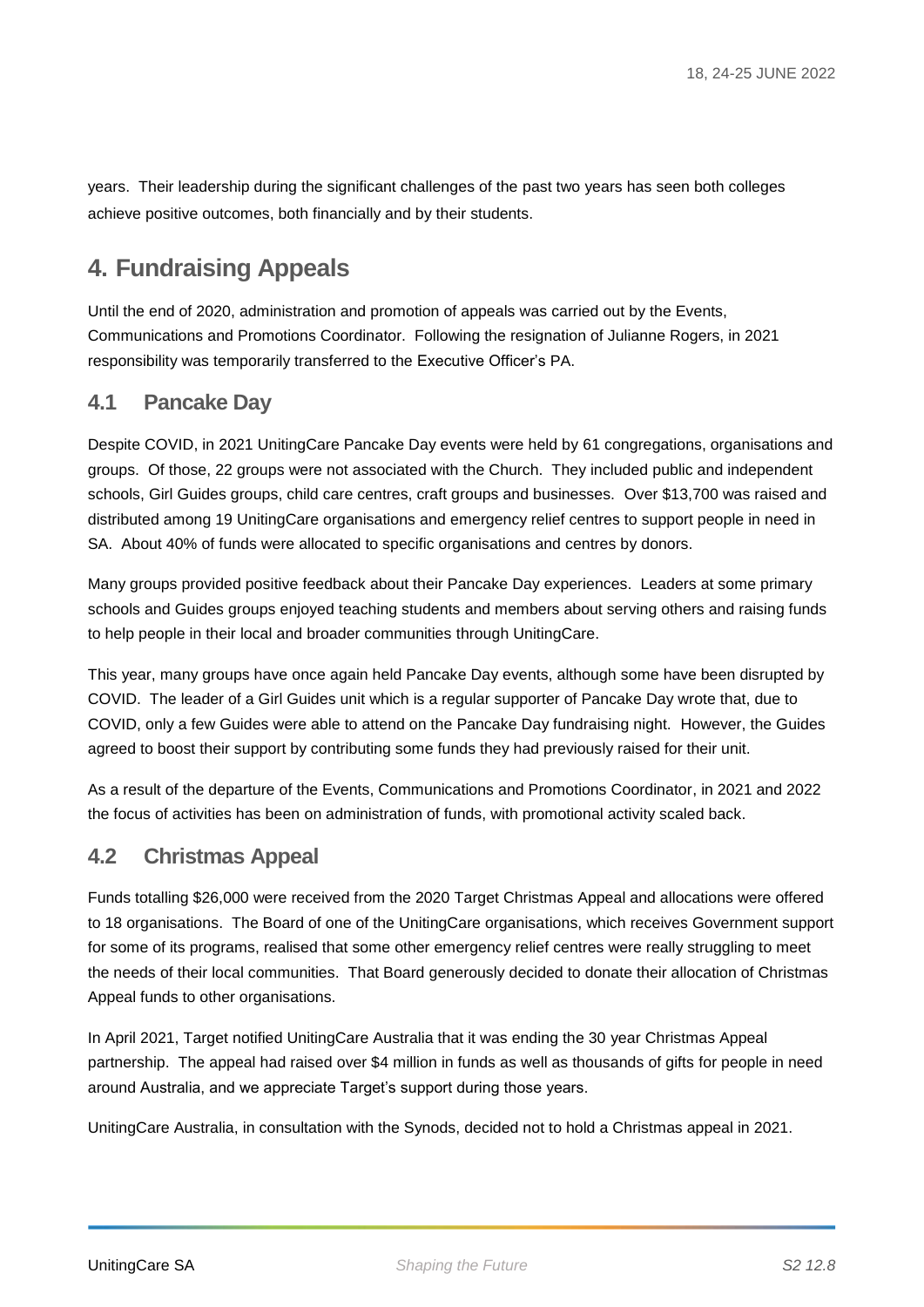years. Their leadership during the significant challenges of the past two years has seen both colleges achieve positive outcomes, both financially and by their students.

# 4. Fundraising Appeals

Until the end of 2020, administration and promotion of appeals was carried out by the Events, Communications and Promotions Coordinator. Following the resignation of Julianne Rogers, in 2021 responsibility was temporarily transferred to the Executive Officer's PA.

## 4.1 Pancake Day

Despite COVID, in 2021 UnitingCare Pancake Day events were held by 61 congregations, organisations and groups. Of those, 22 groups were not associated with the Church. They included public and independent schools, Girl Guides groups, child care centres, craft groups and businesses. Over $13,700 was raised and distributed among 19 UnitingCare organisations and emergency relief centres to support people in need in SA. About 40% of funds were allocated to specific organisations and centres by donors.

Many groups provided positive feedback about their Pancake Day experiences. Leaders at some primary schools and Guides groups enjoyed teaching students and members about serving others and raising funds to help people in their local and broader communities through UnitingCare.

This year, many groups have once again held Pancake Day events, although some have been disrupted by COVID. The leader of a Girl Guides unit which is a regular supporter of Pancake Day wrote that, due to COVID, only a few Guides were able to attend on the Pancake Day fundraising night. However, the Guides agreed to boost their support by contributing some funds they had previously raised for their unit.

As a result of the departure of the Events, Communications and Promotions Coordinator, in 2021 and 2022 the focus of activities has been on administration of funds, with promotional activity scaled back.

## 4.2 Christmas Appeal

Funds totalling $26,000 were received from the 2020 Target Christmas Appeal and allocations were offered to 18 organisations. The Board of one of the UnitingCare organisations, which receives Government support for some of its programs, realised that some other emergency relief centres were really struggling to meet the needs of their local communities. That Board generously decided to donate their allocation of Christmas Appeal funds to other organisations.

In April 2021, Target notified UnitingCare Australia that it was ending the 30 year Christmas Appeal partnership. The appeal had raised over $4 million in funds as well as thousands of gifts for people in need around Australia, and we appreciate Target's support during those years.

UnitingCare Australia, in consultation with the Synods, decided not to hold a Christmas appeal in 2021.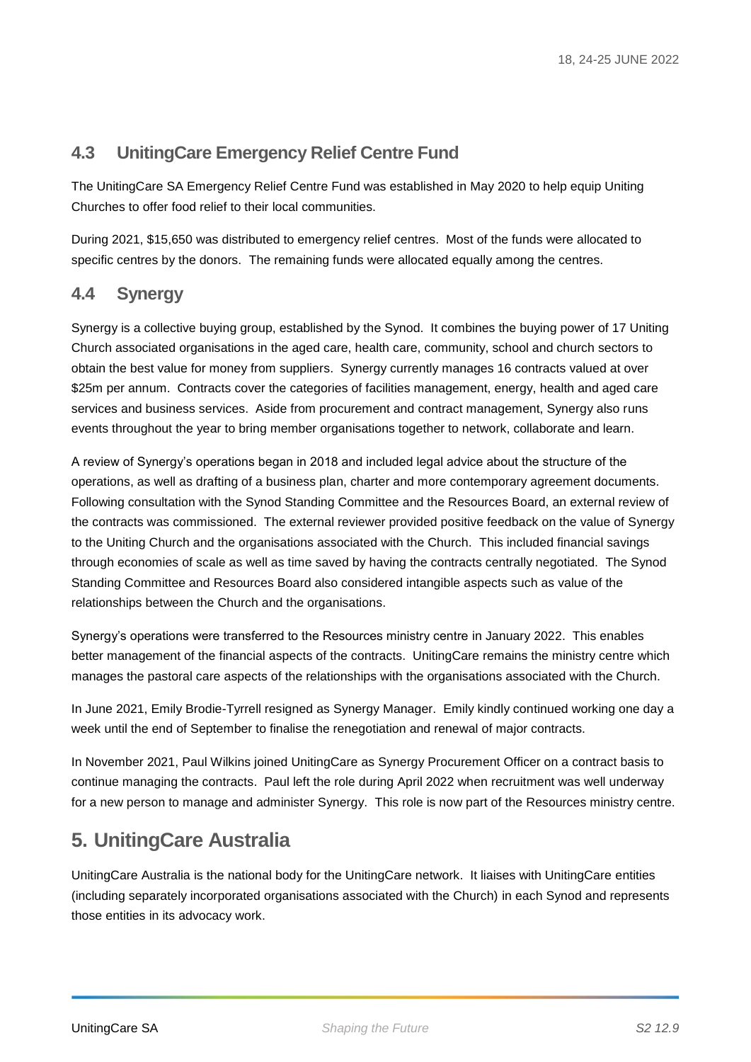## 4.3 UnitingCare Emergency Relief Centre Fund

The UnitingCare SA Emergency Relief Centre Fund was established in May 2020 to help equip Uniting Churches to offer food relief to their local communities.

During 2021, $15,650 was distributed to emergency relief centres. Most of the funds were allocated to specific centres by the donors. The remaining funds were allocated equally among the centres.

## 4.4 Synergy

Synergy is a collective buying group, established by the Synod. It combines the buying power of 17 Uniting Church associated organisations in the aged care, health care, community, school and church sectors to obtain the best value for money from suppliers. Synergy currently manages 16 contracts valued at over $25m per annum. Contracts cover the categories of facilities management, energy, health and aged care services and business services. Aside from procurement and contract management, Synergy also runs events throughout the year to bring member organisations together to network, collaborate and learn.

A review of Synergy's operations began in 2018 and included legal advice about the structure of the operations, as well as drafting of a business plan, charter and more contemporary agreement documents. Following consultation with the Synod Standing Committee and the Resources Board, an external review of the contracts was commissioned. The external reviewer provided positive feedback on the value of Synergy to the Uniting Church and the organisations associated with the Church. This included financial savings through economies of scale as well as time saved by having the contracts centrally negotiated. The Synod Standing Committee and Resources Board also considered intangible aspects such as value of the relationships between the Church and the organisations.

Synergy's operations were transferred to the Resources ministry centre in January 2022. This enables better management of the financial aspects of the contracts. UnitingCare remains the ministry centre which manages the pastoral care aspects of the relationships with the organisations associated with the Church.

In June 2021, Emily Brodie-Tyrrell resigned as Synergy Manager. Emily kindly continued working one day a week until the end of September to finalise the renegotiation and renewal of major contracts.

In November 2021, Paul Wilkins joined UnitingCare as Synergy Procurement Officer on a contract basis to continue managing the contracts. Paul left the role during April 2022 when recruitment was well underway for a new person to manage and administer Synergy. This role is now part of the Resources ministry centre.

# 5. UnitingCare Australia

UnitingCare Australia is the national body for the UnitingCare network. It liaises with UnitingCare entities (including separately incorporated organisations associated with the Church) in each Synod and represents those entities in its advocacy work.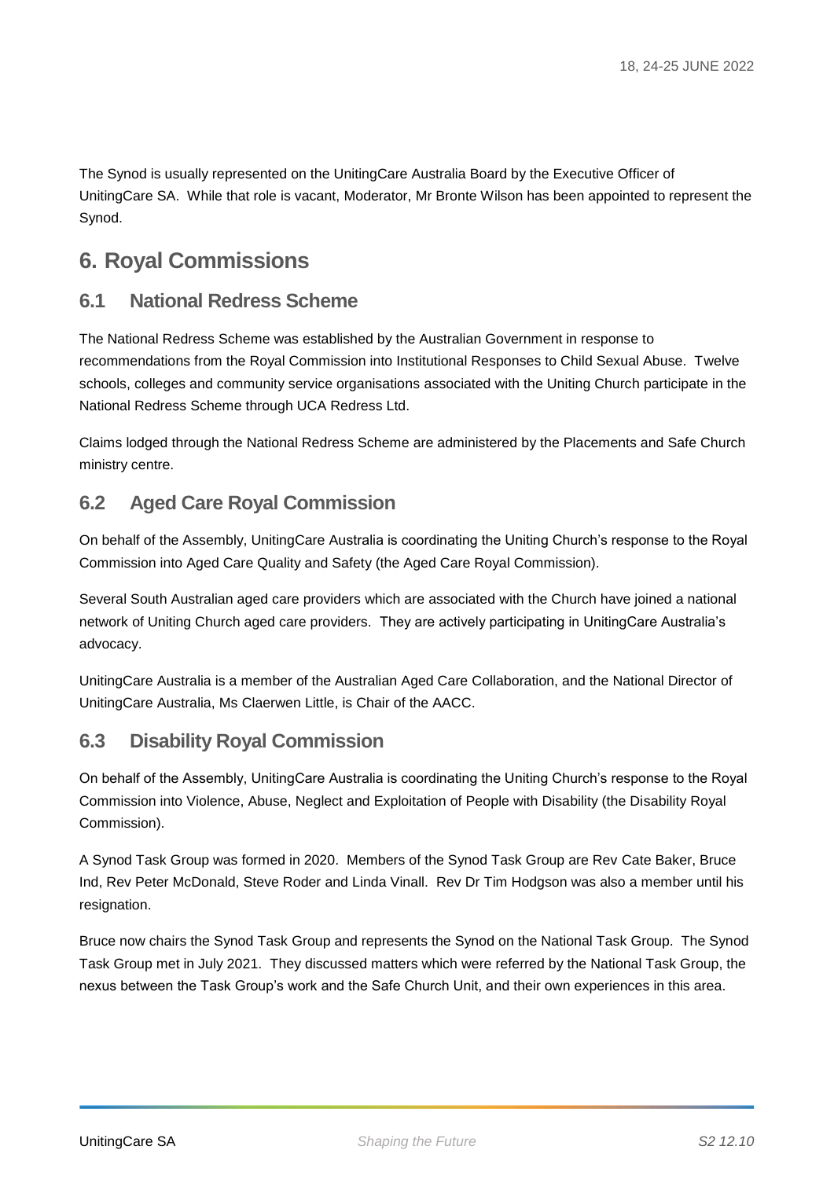The Synod is usually represented on the UnitingCare Australia Board by the Executive Officer of UnitingCare SA. While that role is vacant, Moderator, Mr Bronte Wilson has been appointed to represent the Synod.

# 6. Royal Commissions

## 6.1 National Redress Scheme

The National Redress Scheme was established by the Australian Government in response to recommendations from the Royal Commission into Institutional Responses to Child Sexual Abuse. Twelve schools, colleges and community service organisations associated with the Uniting Church participate in the National Redress Scheme through UCA Redress Ltd.

Claims lodged through the National Redress Scheme are administered by the Placements and Safe Church ministry centre.

## 6.2 Aged Care Royal Commission

On behalf of the Assembly, UnitingCare Australia is coordinating the Uniting Church's response to the Royal Commission into Aged Care Quality and Safety (the Aged Care Royal Commission).

Several South Australian aged care providers which are associated with the Church have joined a national network of Uniting Church aged care providers. They are actively participating in UnitingCare Australia's advocacy.

UnitingCare Australia is a member of the Australian Aged Care Collaboration, and the National Director of UnitingCare Australia, Ms Claerwen Little, is Chair of the AACC.

## 6.3 Disability Royal Commission

On behalf of the Assembly, UnitingCare Australia is coordinating the Uniting Church's response to the Royal Commission into Violence, Abuse, Neglect and Exploitation of People with Disability (the Disability Royal Commission).

A Synod Task Group was formed in 2020. Members of the Synod Task Group are Rev Cate Baker, Bruce Ind, Rev Peter McDonald, Steve Roder and Linda Vinall. Rev Dr Tim Hodgson was also a member until his resignation.

Bruce now chairs the Synod Task Group and represents the Synod on the National Task Group. The Synod Task Group met in July 2021. They discussed matters which were referred by the National Task Group, the nexus between the Task Group's work and the Safe Church Unit, and their own experiences in this area.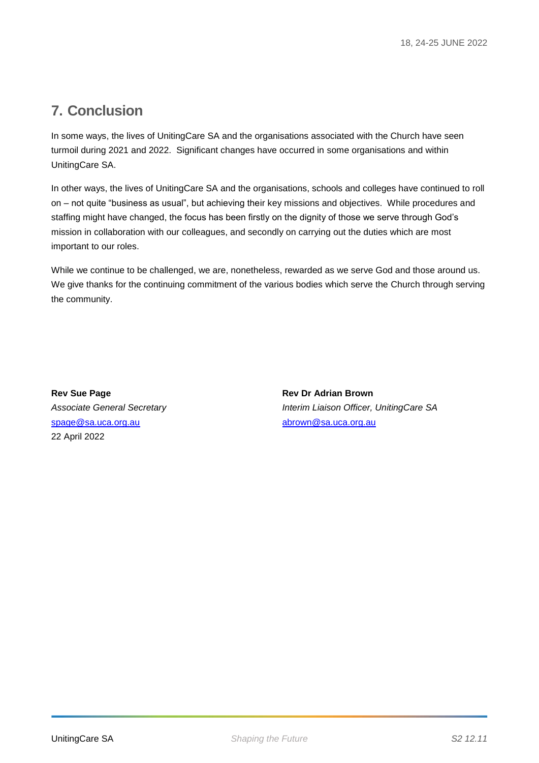## 7. Conclusion

In some ways, the lives of UnitingCare SA and the organisations associated with the Church have seen turmoil during 2021 and 2022. Significant changes have occurred in some organisations and within UnitingCare SA.

In other ways, the lives of UnitingCare SA and the organisations, schools and colleges have continued to roll on – not quite "business as usual", but achieving their key missions and objectives. While procedures and staffing might have changed, the focus has been firstly on the dignity of those we serve through God's mission in collaboration with our colleagues, and secondly on carrying out the duties which are most important to our roles.

While we continue to be challenged, we are, nonetheless, rewarded as we serve God and those around us. We give thanks for the continuing commitment of the various bodies which serve the Church through serving the community.

**Rev Sue Page**
*Associate General Secretary*
spage@sa.uca.org.au
22 April 2022

**Rev Dr Adrian Brown**
*Interim Liaison Officer, UnitingCare SA*
abrown@sa.uca.org.au